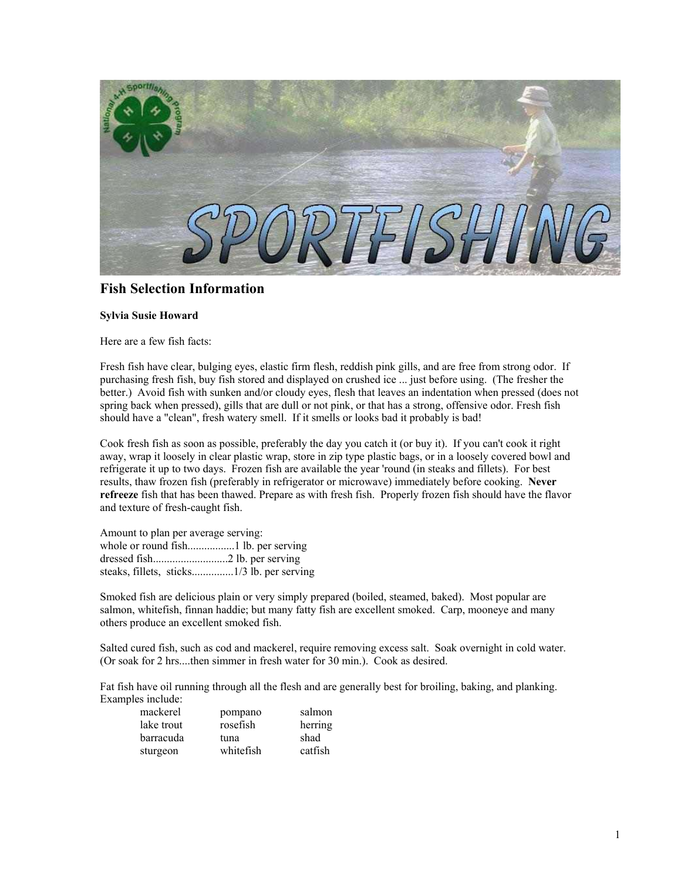# Fish Selection Information

**Sylvia Susie Howard**

Here are a few fish facts:

Fresh fish have clear, bulging eyes, elastic firm flesh, reddish pink gills, and are free from strong odor. If purchasing fresh fish, buy fish stored and displayed on crushed ice ... just before using. (The fresher the better.) Avoid fish with sunken and/or cloudy eyes, flesh that leaves an indentation when pressed (does not spring back when pressed), gills that are dull or not pink, or that has a strong, offensive odor. Fresh fish should have a "clean", fresh watery smell. If it smells or looks bad it probably is bad!

Cook fresh fish as soon as possible, preferably the day you catch it (or buy it). If you can't cook it right away, wrap it loosely in clear plastic wrap, store in zip type plastic bags, or in a loosely covered bowl and refrigerate it up to two days. Frozen fish are available the year 'round (in steaks and fillets). For best results, thaw frozen fish (preferably in refrigerator or microwave) immediately before cooking. **Never refreeze** fish that has been thawed. Prepare as with fresh fish. Properly frozen fish should have the flavor and texture of fresh-caught fish.

Amount to plan per average serving:
whole or round fish................1 lb. per serving
dressed fish..........................2 lb. per serving
steaks, fillets, sticks..............1/3 lb. per serving

Smoked fish are delicious plain or very simply prepared (boiled, steamed, baked). Most popular are salmon, whitefish, finnan haddie; but many fatty fish are excellent smoked. Carp, mooneye and many others produce an excellent smoked fish.

Salted cured fish, such as cod and mackerel, require removing excess salt. Soak overnight in cold water. (Or soak for 2 hrs....then simmer in fresh water for 30 min.). Cook as desired.

Fat fish have oil running through all the flesh and are generally best for broiling, baking, and planking. Examples include:

| | | |
|---|---|---|
| mackerel | pompano | salmon |
| lake trout | rosefish | herring |
| barracuda | tuna | shad |
| sturgeon | whitefish | catfish |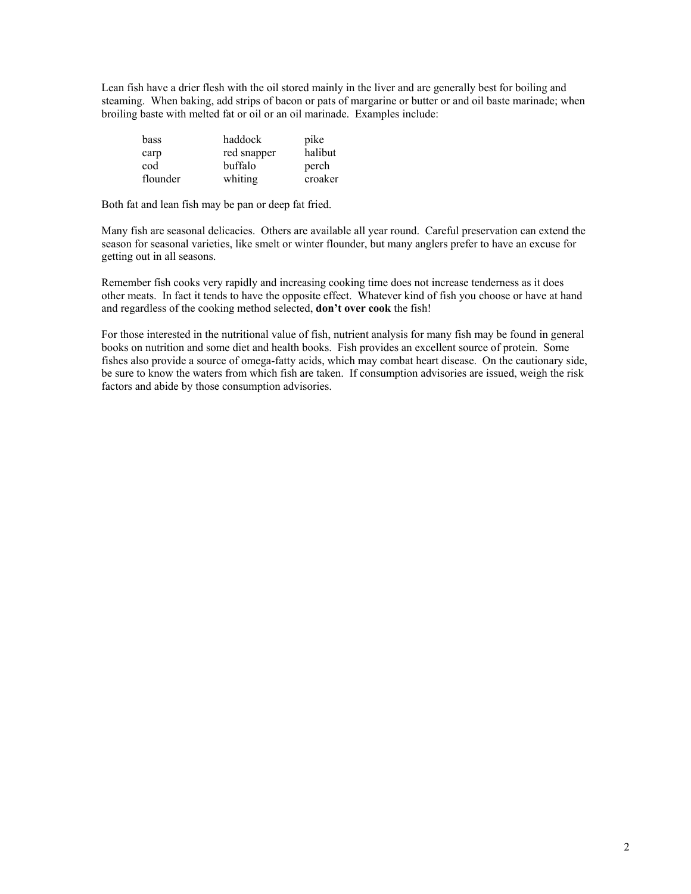Lean fish have a drier flesh with the oil stored mainly in the liver and are generally best for boiling and steaming. When baking, add strips of bacon or pats of margarine or butter or and oil baste marinade; when broiling baste with melted fat or oil or an oil marinade. Examples include:

| | | |
|---|---|---|
| bass | haddock | pike |
| carp | red snapper | halibut |
| cod | buffalo | perch |
| flounder | whiting | croaker |

Both fat and lean fish may be pan or deep fat fried.

Many fish are seasonal delicacies. Others are available all year round. Careful preservation can extend the season for seasonal varieties, like smelt or winter flounder, but many anglers prefer to have an excuse for getting out in all seasons.

Remember fish cooks very rapidly and increasing cooking time does not increase tenderness as it does other meats. In fact it tends to have the opposite effect. Whatever kind of fish you choose or have at hand and regardless of the cooking method selected, **don't over cook** the fish!

For those interested in the nutritional value of fish, nutrient analysis for many fish may be found in general books on nutrition and some diet and health books. Fish provides an excellent source of protein. Some fishes also provide a source of omega-fatty acids, which may combat heart disease. On the cautionary side, be sure to know the waters from which fish are taken. If consumption advisories are issued, weigh the risk factors and abide by those consumption advisories.